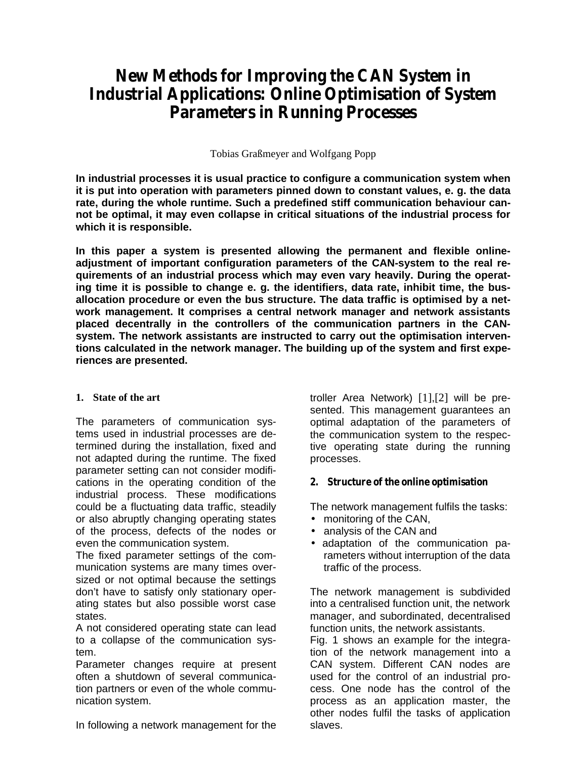# New Methods for Improving the CAN System in Industrial Applications: Online Optimisation of System Parameters in Running Processes

Tobias Graßmeyer and Wolfgang Popp

**In industrial processes it is usual practice to configure a communication system when it is put into operation with parameters pinned down to constant values, e. g. the data rate, during the whole runtime. Such a predefined stiff communication behaviour cannot be optimal, it may even collapse in critical situations of the industrial process for which it is responsible.**

**In this paper a system is presented allowing the permanent and flexible online-adjustment of important configuration parameters of the CAN-system to the real requirements of an industrial process which may even vary heavily. During the operating time it is possible to change e. g. the identifiers, data rate, inhibit time, the bus-allocation procedure or even the bus structure. The data traffic is optimised by a network management. It comprises a central network manager and network assistants placed decentrally in the controllers of the communication partners in the CAN-system. The network assistants are instructed to carry out the optimisation interventions calculated in the network manager. The building up of the system and first experiences are presented.**

## 1. State of the art

The parameters of communication systems used in industrial processes are determined during the installation, fixed and not adapted during the runtime. The fixed parameter setting can not consider modifications in the operating condition of the industrial process. These modifications could be a fluctuating data traffic, steadily or also abruptly changing operating states of the process, defects of the nodes or even the communication system.
The fixed parameter settings of the communication systems are many times oversized or not optimal because the settings don't have to satisfy only stationary operating states but also possible worst case states.
A not considered operating state can lead to a collapse of the communication system.
Parameter changes require at present often a shutdown of several communication partners or even of the whole communication system.

In following a network management for the troller Area Network) [1],[2] will be presented. This management guarantees an optimal adaptation of the parameters of the communication system to the respective operating state during the running processes.

## 2. Structure of the online optimisation

The network management fulfils the tasks:

- monitoring of the CAN,
- analysis of the CAN and
- adaptation of the communication parameters without interruption of the data traffic of the process.

The network management is subdivided into a centralised function unit, the network manager, and subordinated, decentralised function units, the network assistants.
Fig. 1 shows an example for the integration of the network management into a CAN system. Different CAN nodes are used for the control of an industrial process. One node has the control of the process as an application master, the other nodes fulfil the tasks of application slaves.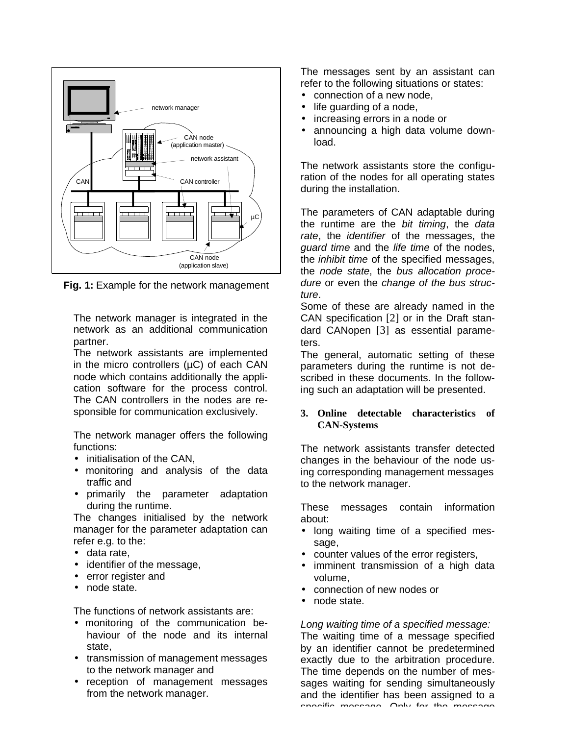**Fig. 1:** Example for the network management

The network manager is integrated in the network as an additional communication partner.
The network assistants are implemented in the micro controllers (µC) of each CAN node which contains additionally the application software for the process control. The CAN controllers in the nodes are responsible for communication exclusively.

The network manager offers the following functions:

- initialisation of the CAN,
- monitoring and analysis of the data traffic and
- primarily the parameter adaptation during the runtime.

The changes initialised by the network manager for the parameter adaptation can refer e.g. to the:

- data rate,
- identifier of the message,
- error register and
- node state.

The functions of network assistants are:

- monitoring of the communication behaviour of the node and its internal state,
- transmission of management messages to the network manager and
- reception of management messages from the network manager.

The messages sent by an assistant can refer to the following situations or states:

- connection of a new node,
- life guarding of a node,
- increasing errors in a node or
- announcing a high data volume download.

The network assistants store the configuration of the nodes for all operating states during the installation.

The parameters of CAN adaptable during the runtime are the *bit timing*, the *data rate*, the *identifier* of the messages, the *guard time* and the *life time* of the nodes, the *inhibit time* of the specified messages, the *node state*, the *bus allocation procedure* or even the *change of the bus structure*.
Some of these are already named in the CAN specification [2] or in the Draft standard CANopen [3] as essential parameters.
The general, automatic setting of these parameters during the runtime is not described in these documents. In the following such an adaptation will be presented.

## 3. Online detectable characteristics of CAN-Systems

The network assistants transfer detected changes in the behaviour of the node using corresponding management messages to the network manager.

These messages contain information about:

- long waiting time of a specified message,
- counter values of the error registers,
- imminent transmission of a high data volume,
- connection of new nodes or
- node state.

*Long waiting time of a specified message:*
The waiting time of a message specified by an identifier cannot be predetermined exactly due to the arbitration procedure. The time depends on the number of messages waiting for sending simultaneously and the identifier has been assigned to a specific message. Only for the message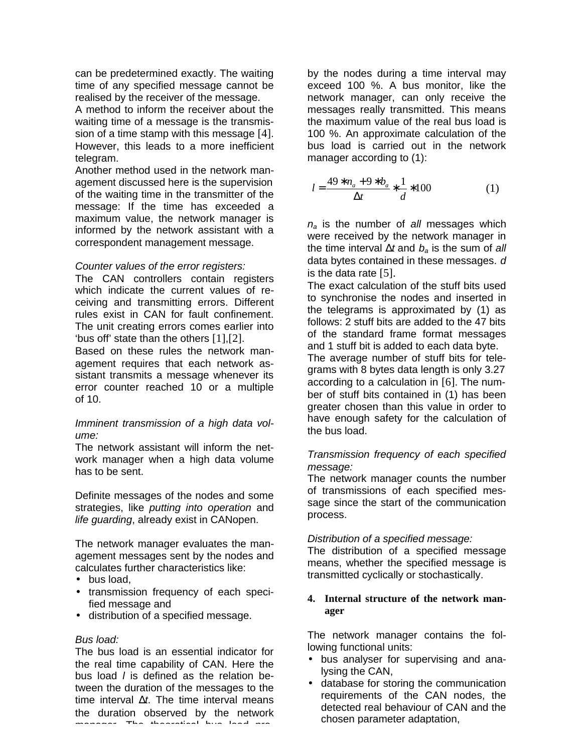can be predetermined exactly. The waiting time of any specified message cannot be realised by the receiver of the message.

A method to inform the receiver about the waiting time of a message is the transmission of a time stamp with this message [4]. However, this leads to a more inefficient telegram.

Another method used in the network management discussed here is the supervision of the waiting time in the transmitter of the message: If the time has exceeded a maximum value, the network manager is informed by the network assistant with a correspondent management message.

*Counter values of the error registers:*

The CAN controllers contain registers which indicate the current values of receiving and transmitting errors. Different rules exist in CAN for fault confinement. The unit creating errors comes earlier into 'bus off' state than the others [1],[2].

Based on these rules the network management requires that each network assistant transmits a message whenever its error counter reached 10 or a multiple of 10.

*Imminent transmission of a high data volume:*

The network assistant will inform the network manager when a high data volume has to be sent.

Definite messages of the nodes and some strategies, like *putting into operation* and *life guarding*, already exist in CANopen.

The network manager evaluates the management messages sent by the nodes and calculates further characteristics like:

- bus load,
- transmission frequency of each specified message and
- distribution of a specified message.

*Bus load:*

The bus load is an essential indicator for the real time capability of CAN. Here the bus load $l$ is defined as the relation between the duration of the messages to the time interval $\Delta t$. The time interval means the duration observed by the network manager. The theoretical bus load produced by the nodes during a time interval may exceed 100 %. A bus monitor, like the network manager, can only receive the messages really transmitted. This means the maximum value of the real bus load is 100 %. An approximate calculation of the bus load is carried out in the network manager according to (1):

$$l = \frac{49 * n_a + 9 * b_a}{\Delta t} * \frac{1}{d} * 100 \qquad (1)$$

$n_a$ is the number of *all* messages which were received by the network manager in the time interval $\Delta t$ and $b_a$ is the sum of *all* data bytes contained in these messages. $d$ is the data rate [5].

The exact calculation of the stuff bits used to synchronise the nodes and inserted in the telegrams is approximated by (1) as follows: 2 stuff bits are added to the 47 bits of the standard frame format messages and 1 stuff bit is added to each data byte.

The average number of stuff bits for telegrams with 8 bytes data length is only 3.27 according to a calculation in [6]. The number of stuff bits contained in (1) has been greater chosen than this value in order to have enough safety for the calculation of the bus load.

*Transmission frequency of each specified message:*

The network manager counts the number of transmissions of each specified message since the start of the communication process.

*Distribution of a specified message:*

The distribution of a specified message means, whether the specified message is transmitted cyclically or stochastically.

## 4. Internal structure of the network manager

The network manager contains the following functional units:

- bus analyser for supervising and analysing the CAN,
- database for storing the communication requirements of the CAN nodes, the detected real behaviour of CAN and the chosen parameter adaptation,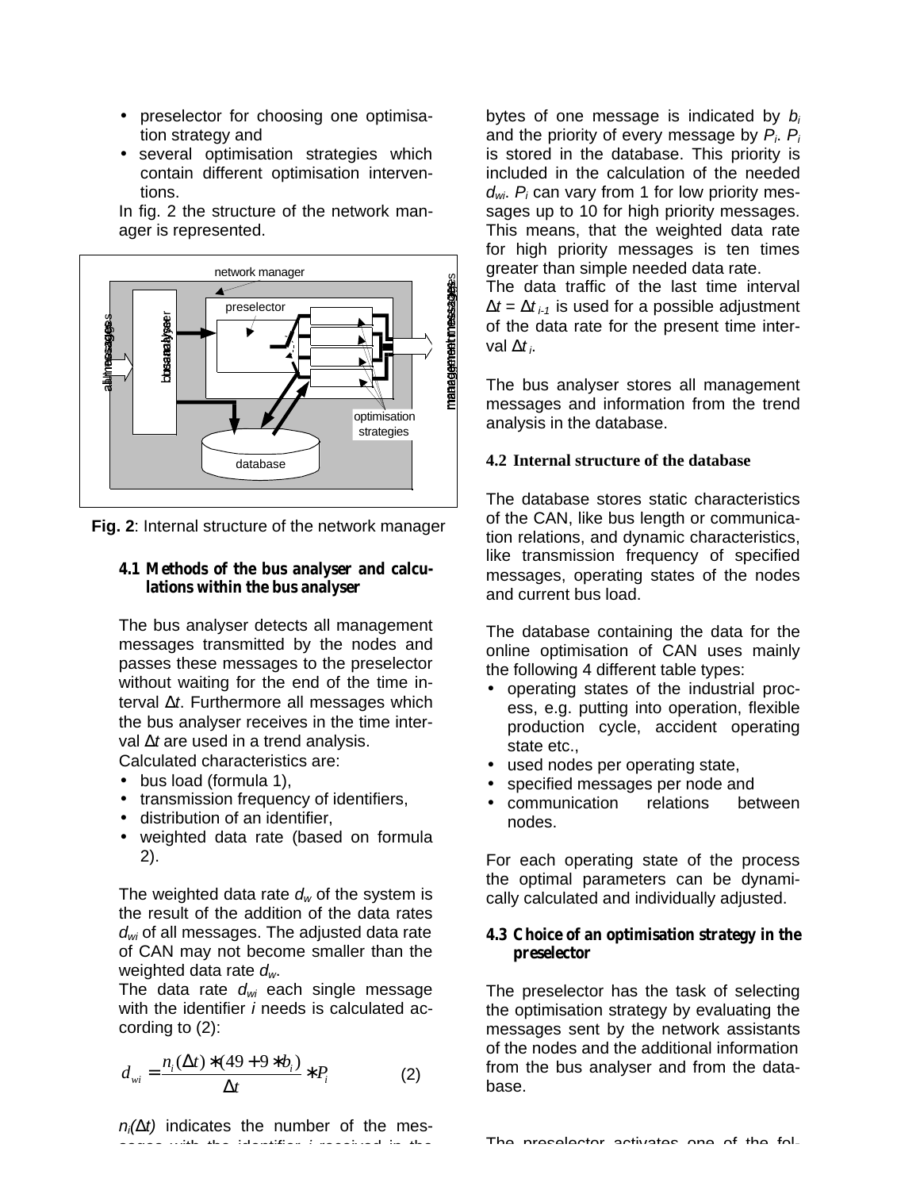- preselector for choosing one optimisation strategy and
- several optimisation strategies which contain different optimisation interventions.

In fig. 2 the structure of the network manager is represented.

**Fig. 2**: Internal structure of the network manager

### 4.1 Methods of the bus analyser and calculations within the bus analyser

The bus analyser detects all management messages transmitted by the nodes and passes these messages to the preselector without waiting for the end of the time interval $\Delta t$. Furthermore all messages which the bus analyser receives in the time interval $\Delta t$ are used in a trend analysis.

Calculated characteristics are:

- bus load (formula 1),
- transmission frequency of identifiers,
- distribution of an identifier,
- weighted data rate (based on formula 2).

The weighted data rate $d_w$ of the system is the result of the addition of the data rates $d_{wi}$ of all messages. The adjusted data rate of CAN may not become smaller than the weighted data rate $d_w$.

The data rate $d_{wi}$ each single message with the identifier $i$ needs is calculated according to (2):

$$d_{wi} = \frac{n_i(\Delta t) * (49 + 9 * b_i)}{\Delta t} * P_i \qquad (2)$$

$n_i(\Delta t)$ indicates the number of the messages with the identifier $i$ received in the bytes of one message is indicated by $b_i$ and the priority of every message by $P_i$. $P_i$ is stored in the database. This priority is included in the calculation of the needed $d_{wi}$. $P_i$ can vary from 1 for low priority messages up to 10 for high priority messages. This means, that the weighted data rate for high priority messages is ten times greater than simple needed data rate.

The data traffic of the last time interval $\Delta t = \Delta t_{i-1}$ is used for a possible adjustment of the data rate for the present time interval $\Delta t_i$.

The bus analyser stores all management messages and information from the trend analysis in the database.

### 4.2 Internal structure of the database

The database stores static characteristics of the CAN, like bus length or communication relations, and dynamic characteristics, like transmission frequency of specified messages, operating states of the nodes and current bus load.

The database containing the data for the online optimisation of CAN uses mainly the following 4 different table types:

- operating states of the industrial process, e.g. putting into operation, flexible production cycle, accident operating state etc.,
- used nodes per operating state,
- specified messages per node and
- communication relations between nodes.

For each operating state of the process the optimal parameters can be dynamically calculated and individually adjusted.

### 4.3 Choice of an optimisation strategy in the preselector

The preselector has the task of selecting the optimisation strategy by evaluating the messages sent by the network assistants of the nodes and the additional information from the bus analyser and from the database.

The preselector activates one of the fol-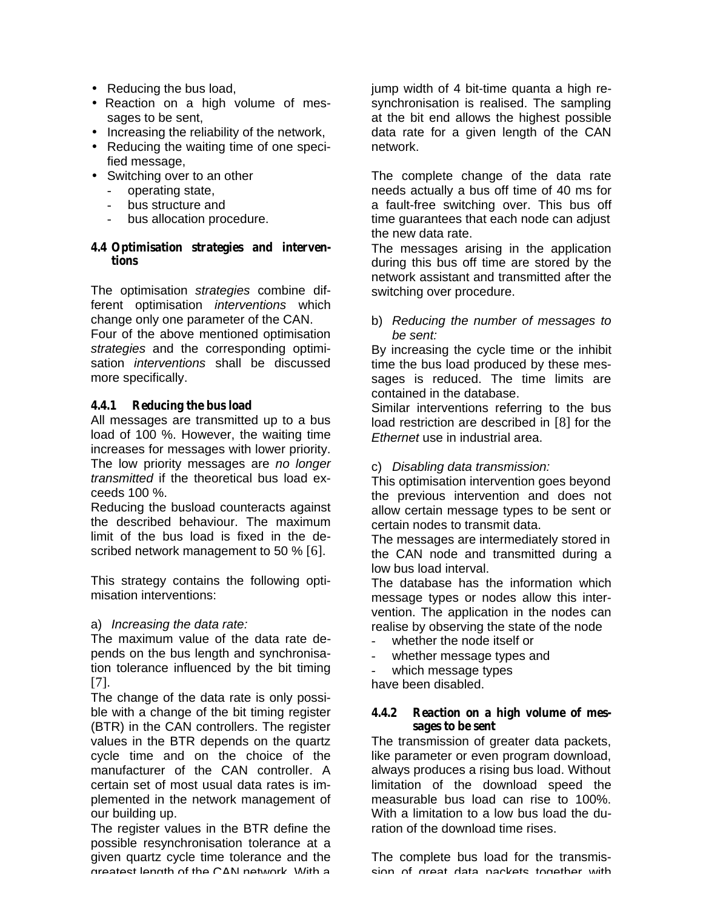- Reducing the bus load,
- Reaction on a high volume of messages to be sent,
- Increasing the reliability of the network,
- Reducing the waiting time of one specified message,
- Switching over to an other
  - operating state,
  - bus structure and
  - bus allocation procedure.

### 4.4 Optimisation strategies and interventions

The optimisation *strategies* combine different optimisation *interventions* which change only one parameter of the CAN. Four of the above mentioned optimisation *strategies* and the corresponding optimisation *interventions* shall be discussed more specifically.

#### 4.4.1 Reducing the bus load

All messages are transmitted up to a bus load of 100 %. However, the waiting time increases for messages with lower priority. The low priority messages are *no longer transmitted* if the theoretical bus load exceeds 100 %.
Reducing the busload counteracts against the described behaviour. The maximum limit of the bus load is fixed in the described network management to 50 % [6].

This strategy contains the following optimisation interventions:

a) *Increasing the data rate:*
The maximum value of the data rate depends on the bus length and synchronisation tolerance influenced by the bit timing [7].
The change of the data rate is only possible with a change of the bit timing register (BTR) in the CAN controllers. The register values in the BTR depends on the quartz cycle time and on the choice of the manufacturer of the CAN controller. A certain set of most usual data rates is implemented in the network management of our building up.
The register values in the BTR define the possible resynchronisation tolerance at a given quartz cycle time tolerance and the greatest length of the CAN network. With a jump width of 4 bit-time quanta a high resynchronisation is realised. The sampling at the bit end allows the highest possible data rate for a given length of the CAN network.

The complete change of the data rate needs actually a bus off time of 40 ms for a fault-free switching over. This bus off time guarantees that each node can adjust the new data rate.
The messages arising in the application during this bus off time are stored by the network assistant and transmitted after the switching over procedure.

b) *Reducing the number of messages to be sent:*
By increasing the cycle time or the inhibit time the bus load produced by these messages is reduced. The time limits are contained in the database.
Similar interventions referring to the bus load restriction are described in [8] for the *Ethernet* use in industrial area.

c) *Disabling data transmission:*
This optimisation intervention goes beyond the previous intervention and does not allow certain message types to be sent or certain nodes to transmit data.
The messages are intermediately stored in the CAN node and transmitted during a low bus load interval.
The database has the information which message types or nodes allow this intervention. The application in the nodes can realise by observing the state of the node

- whether the node itself or
- whether message types and
- which message types

have been disabled.

#### 4.4.2 Reaction on a high volume of messages to be sent

The transmission of greater data packets, like parameter or even program download, always produces a rising bus load. Without limitation of the download speed the measurable bus load can rise to 100%. With a limitation to a low bus load the duration of the download time rises.

The complete bus load for the transmission of great data packets together with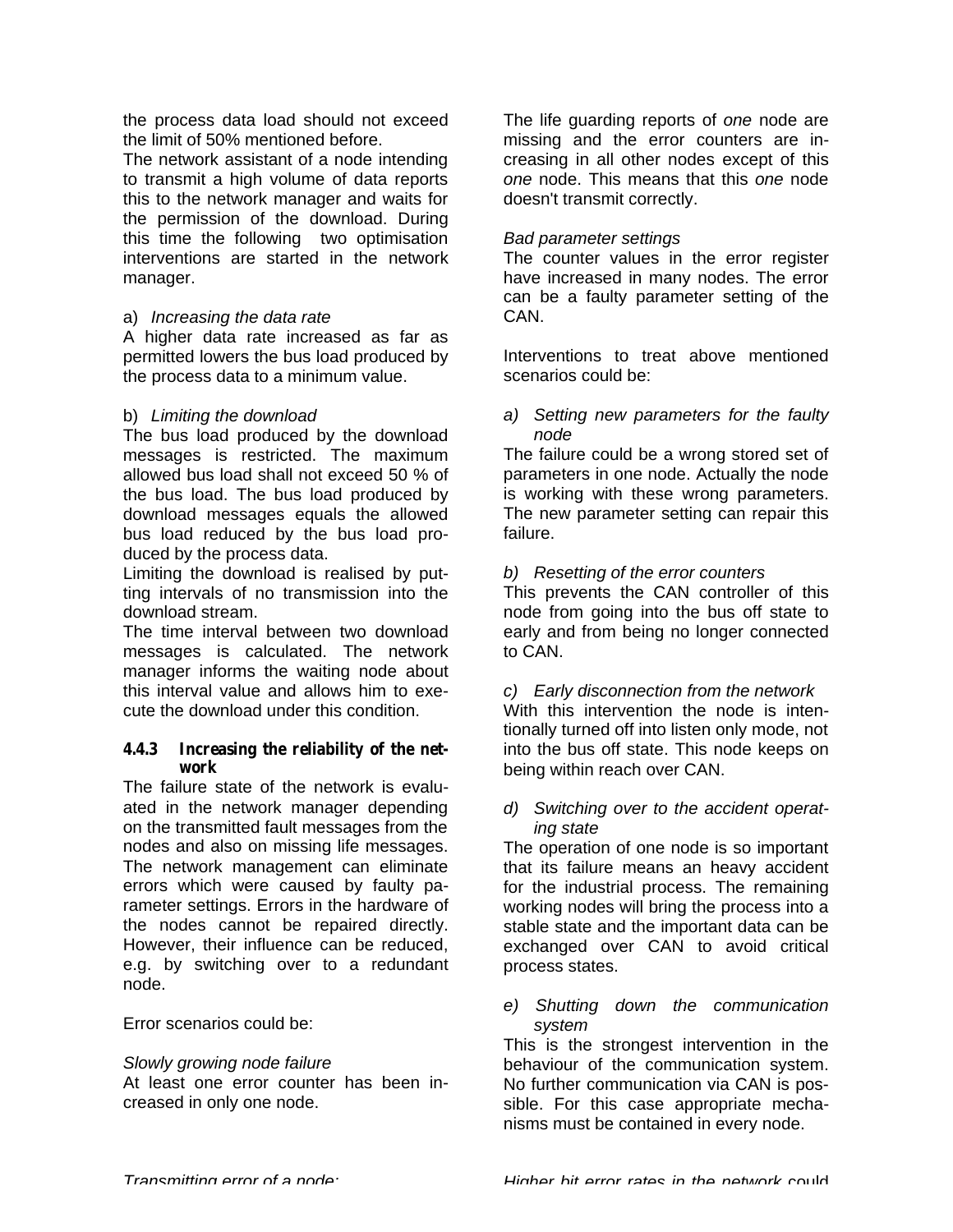the process data load should not exceed the limit of 50% mentioned before.

The network assistant of a node intending to transmit a high volume of data reports this to the network manager and waits for the permission of the download. During this time the following two optimisation interventions are started in the network manager.

a) *Increasing the data rate*

A higher data rate increased as far as permitted lowers the bus load produced by the process data to a minimum value.

b) *Limiting the download*

The bus load produced by the download messages is restricted. The maximum allowed bus load shall not exceed 50 % of the bus load. The bus load produced by download messages equals the allowed bus load reduced by the bus load produced by the process data.

Limiting the download is realised by putting intervals of no transmission into the download stream.

The time interval between two download messages is calculated. The network manager informs the waiting node about this interval value and allows him to execute the download under this condition.

### 4.4.3 Increasing the reliability of the network

The failure state of the network is evaluated in the network manager depending on the transmitted fault messages from the nodes and also on missing life messages. The network management can eliminate errors which were caused by faulty parameter settings. Errors in the hardware of the nodes cannot be repaired directly. However, their influence can be reduced, e.g. by switching over to a redundant node.

Error scenarios could be:

*Slowly growing node failure*

At least one error counter has been increased in only one node.

*Transmitting error of a node:*

The life guarding reports of *one* node are missing and the error counters are increasing in all other nodes except of this *one* node. This means that this *one* node doesn't transmit correctly.

*Bad parameter settings*

The counter values in the error register have increased in many nodes. The error can be a faulty parameter setting of the CAN.

Interventions to treat above mentioned scenarios could be:

*a) Setting new parameters for the faulty node*

The failure could be a wrong stored set of parameters in one node. Actually the node is working with these wrong parameters. The new parameter setting can repair this failure.

*b) Resetting of the error counters*

This prevents the CAN controller of this node from going into the bus off state to early and from being no longer connected to CAN.

*c) Early disconnection from the network*

With this intervention the node is intentionally turned off into listen only mode, not into the bus off state. This node keeps on being within reach over CAN.

*d) Switching over to the accident operating state*

The operation of one node is so important that its failure means an heavy accident for the industrial process. The remaining working nodes will bring the process into a stable state and the important data can be exchanged over CAN to avoid critical process states.

*e) Shutting down the communication system*

This is the strongest intervention in the behaviour of the communication system. No further communication via CAN is possible. For this case appropriate mechanisms must be contained in every node.

*Higher bit error rates in the network* could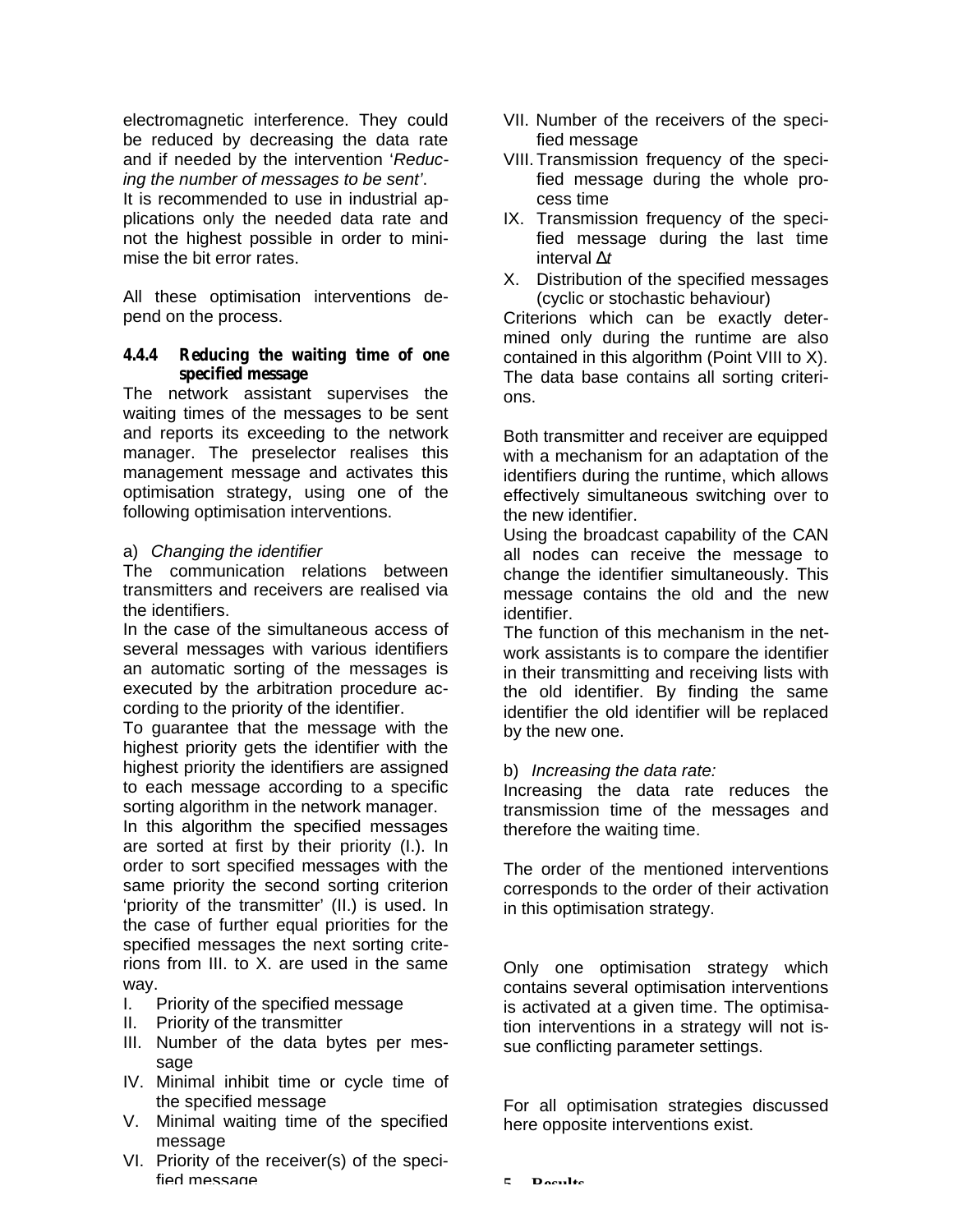electromagnetic interference. They could be reduced by decreasing the data rate and if needed by the intervention '*Reducing the number of messages to be sent'*.
It is recommended to use in industrial applications only the needed data rate and not the highest possible in order to minimise the bit error rates.

All these optimisation interventions depend on the process.

#### 4.4.4 Reducing the waiting time of one specified message

The network assistant supervises the waiting times of the messages to be sent and reports its exceeding to the network manager. The preselector realises this management message and activates this optimisation strategy, using one of the following optimisation interventions.

a) *Changing the identifier*

The communication relations between transmitters and receivers are realised via the identifiers.
In the case of the simultaneous access of several messages with various identifiers an automatic sorting of the messages is executed by the arbitration procedure according to the priority of the identifier.
To guarantee that the message with the highest priority gets the identifier with the highest priority the identifiers are assigned to each message according to a specific sorting algorithm in the network manager.
In this algorithm the specified messages are sorted at first by their priority (I.). In order to sort specified messages with the same priority the second sorting criterion 'priority of the transmitter' (II.) is used. In the case of further equal priorities for the specified messages the next sorting criterions from III. to X. are used in the same way.

I. Priority of the specified message
II. Priority of the transmitter
III. Number of the data bytes per message
IV. Minimal inhibit time or cycle time of the specified message
V. Minimal waiting time of the specified message
VI. Priority of the receiver(s) of the specified message
VII. Number of the receivers of the specified message
VIII. Transmission frequency of the specified message during the whole process time
IX. Transmission frequency of the specified message during the last time interval $\Delta t$
X. Distribution of the specified messages (cyclic or stochastic behaviour)

Criterions which can be exactly determined only during the runtime are also contained in this algorithm (Point VIII to X).
The data base contains all sorting criterions.

Both transmitter and receiver are equipped with a mechanism for an adaptation of the identifiers during the runtime, which allows effectively simultaneous switching over to the new identifier.
Using the broadcast capability of the CAN all nodes can receive the message to change the identifier simultaneously. This message contains the old and the new identifier.
The function of this mechanism in the network assistants is to compare the identifier in their transmitting and receiving lists with the old identifier. By finding the same identifier the old identifier will be replaced by the new one.

b) *Increasing the data rate:*

Increasing the data rate reduces the transmission time of the messages and therefore the waiting time.

The order of the mentioned interventions corresponds to the order of their activation in this optimisation strategy.

Only one optimisation strategy which contains several optimisation interventions is activated at a given time. The optimisation interventions in a strategy will not issue conflicting parameter settings.

For all optimisation strategies discussed here opposite interventions exist.

## 5 Results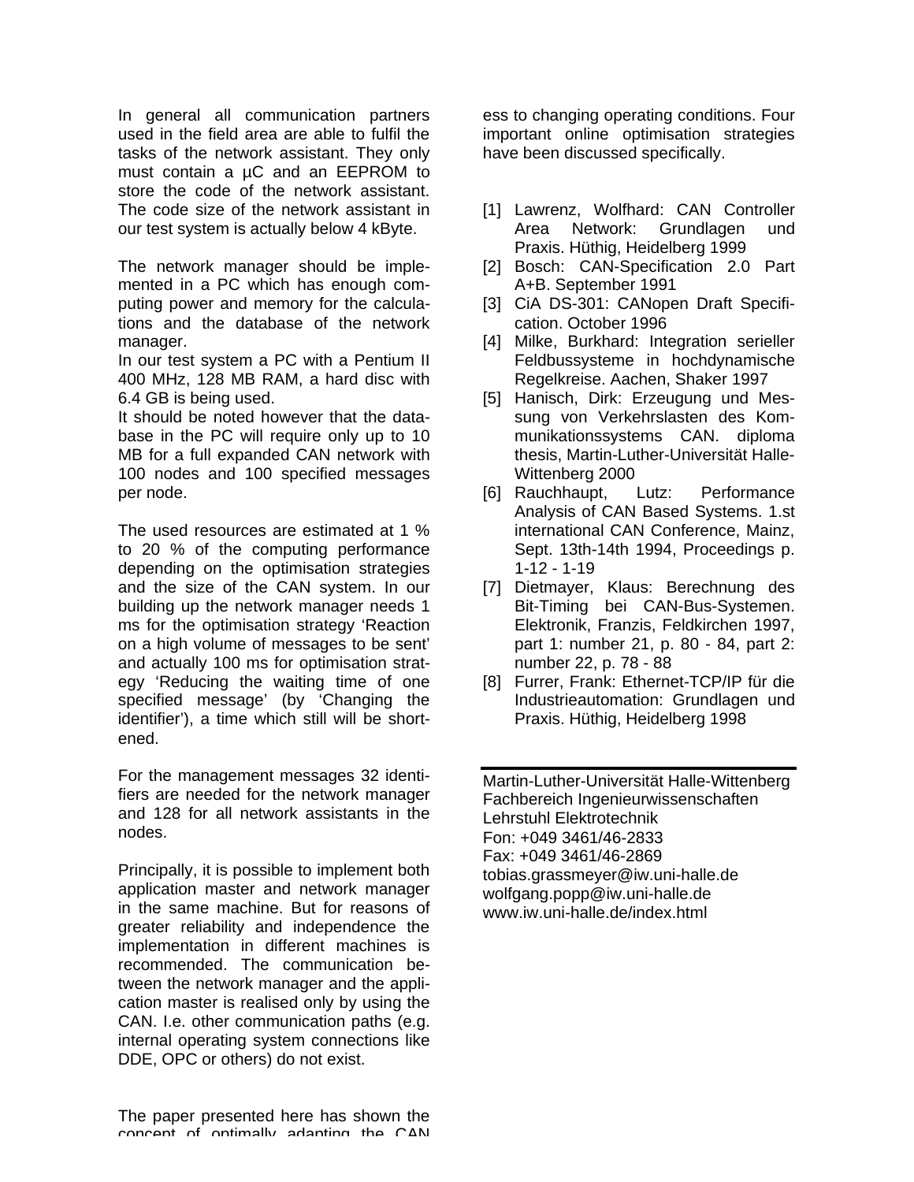In general all communication partners used in the field area are able to fulfil the tasks of the network assistant. They only must contain a µC and an EEPROM to store the code of the network assistant. The code size of the network assistant in our test system is actually below 4 kByte.

The network manager should be implemented in a PC which has enough computing power and memory for the calculations and the database of the network manager.
In our test system a PC with a Pentium II 400 MHz, 128 MB RAM, a hard disc with 6.4 GB is being used.
It should be noted however that the database in the PC will require only up to 10 MB for a full expanded CAN network with 100 nodes and 100 specified messages per node.

The used resources are estimated at 1 % to 20 % of the computing performance depending on the optimisation strategies and the size of the CAN system. In our building up the network manager needs 1 ms for the optimisation strategy 'Reaction on a high volume of messages to be sent' and actually 100 ms for optimisation strategy 'Reducing the waiting time of one specified message' (by 'Changing the identifier'), a time which still will be shortened.

For the management messages 32 identifiers are needed for the network manager and 128 for all network assistants in the nodes.

Principally, it is possible to implement both application master and network manager in the same machine. But for reasons of greater reliability and independence the implementation in different machines is recommended. The communication between the network manager and the application master is realised only by using the CAN. I.e. other communication paths (e.g. internal operating system connections like DDE, OPC or others) do not exist.

The paper presented here has shown the concept of optimally adapting the CAN ess to changing operating conditions. Four important online optimisation strategies have been discussed specifically.

[1] Lawrenz, Wolfhard: CAN Controller Area Network: Grundlagen und Praxis. Hüthig, Heidelberg 1999
[2] Bosch: CAN-Specification 2.0 Part A+B. September 1991
[3] CiA DS-301: CANopen Draft Specification. October 1996
[4] Milke, Burkhard: Integration serieller Feldbussysteme in hochdynamische Regelkreise. Aachen, Shaker 1997
[5] Hanisch, Dirk: Erzeugung und Messung von Verkehrslasten des Kommunikationssystems CAN. diploma thesis, Martin-Luther-Universität Halle-Wittenberg 2000
[6] Rauchhaupt, Lutz: Performance Analysis of CAN Based Systems. 1.st international CAN Conference, Mainz, Sept. 13th-14th 1994, Proceedings p. 1-12 - 1-19
[7] Dietmayer, Klaus: Berechnung des Bit-Timing bei CAN-Bus-Systemen. Elektronik, Franzis, Feldkirchen 1997, part 1: number 21, p. 80 - 84, part 2: number 22, p. 78 - 88
[8] Furrer, Frank: Ethernet-TCP/IP für die Industrieautomation: Grundlagen und Praxis. Hüthig, Heidelberg 1998

---

Martin-Luther-Universität Halle-Wittenberg
Fachbereich Ingenieurwissenschaften
Lehrstuhl Elektrotechnik
Fon: +049 3461/46-2833
Fax: +049 3461/46-2869
tobias.grassmeyer@iw.uni-halle.de
wolfgang.popp@iw.uni-halle.de
www.iw.uni-halle.de/index.html